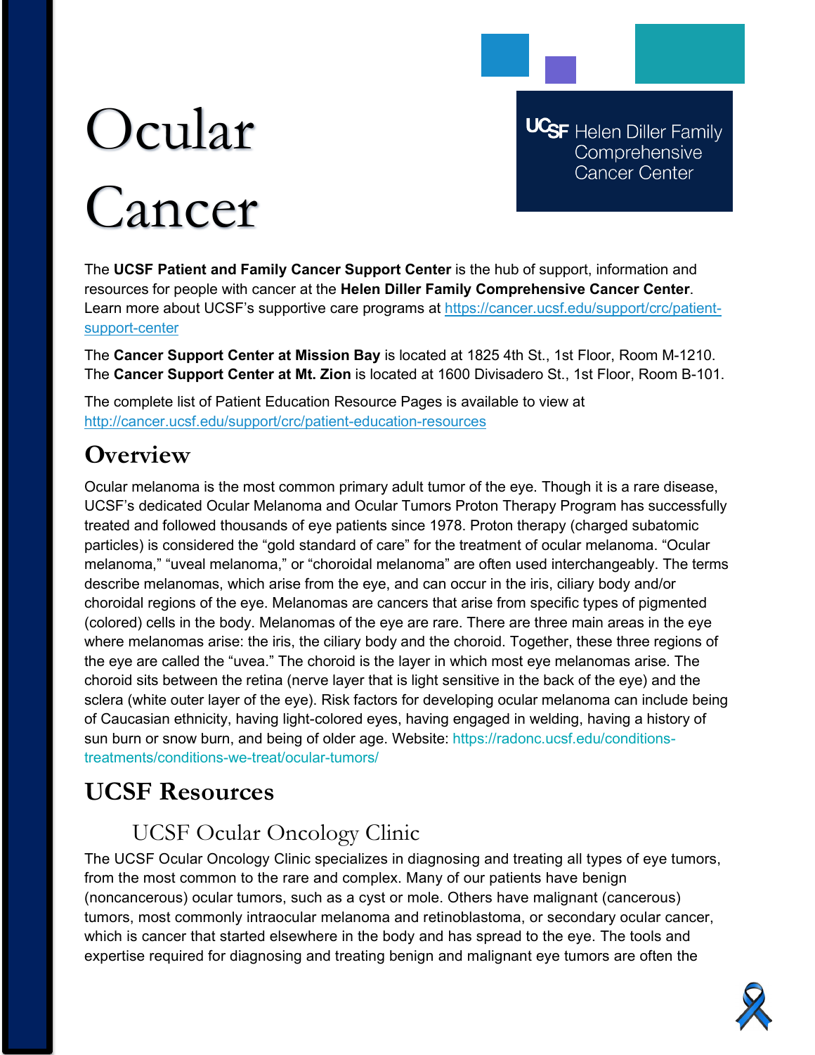# Ocular Cancer

UCSF Helen Diller Family Comprehensive Cancer Center

The **UCSF Patient and Family Cancer Support Center** is the hub of support, information and resources for people with cancer at the **Helen Diller Family Comprehensive Cancer Center**. Learn more about UCSF's supportive care programs at https://cancer.ucsf.edu/support/crc/patient-support-center

The **Cancer Support Center at Mission Bay** is located at 1825 4th St., 1st Floor, Room M-1210. The **Cancer Support Center at Mt. Zion** is located at 1600 Divisadero St., 1st Floor, Room B-101.

The complete list of Patient Education Resource Pages is available to view at http://cancer.ucsf.edu/support/crc/patient-education-resources

## Overview

Ocular melanoma is the most common primary adult tumor of the eye. Though it is a rare disease, UCSF's dedicated Ocular Melanoma and Ocular Tumors Proton Therapy Program has successfully treated and followed thousands of eye patients since 1978. Proton therapy (charged subatomic particles) is considered the "gold standard of care" for the treatment of ocular melanoma. "Ocular melanoma," "uveal melanoma," or "choroidal melanoma" are often used interchangeably. The terms describe melanomas, which arise from the eye, and can occur in the iris, ciliary body and/or choroidal regions of the eye. Melanomas are cancers that arise from specific types of pigmented (colored) cells in the body. Melanomas of the eye are rare. There are three main areas in the eye where melanomas arise: the iris, the ciliary body and the choroid. Together, these three regions of the eye are called the "uvea." The choroid is the layer in which most eye melanomas arise. The choroid sits between the retina (nerve layer that is light sensitive in the back of the eye) and the sclera (white outer layer of the eye). Risk factors for developing ocular melanoma can include being of Caucasian ethnicity, having light-colored eyes, having engaged in welding, having a history of sun burn or snow burn, and being of older age. Website: https://radonc.ucsf.edu/conditions-treatments/conditions-we-treat/ocular-tumors/

## UCSF Resources

### UCSF Ocular Oncology Clinic

The UCSF Ocular Oncology Clinic specializes in diagnosing and treating all types of eye tumors, from the most common to the rare and complex. Many of our patients have benign (noncancerous) ocular tumors, such as a cyst or mole. Others have malignant (cancerous) tumors, most commonly intraocular melanoma and retinoblastoma, or secondary ocular cancer, which is cancer that started elsewhere in the body and has spread to the eye. The tools and expertise required for diagnosing and treating benign and malignant eye tumors are often the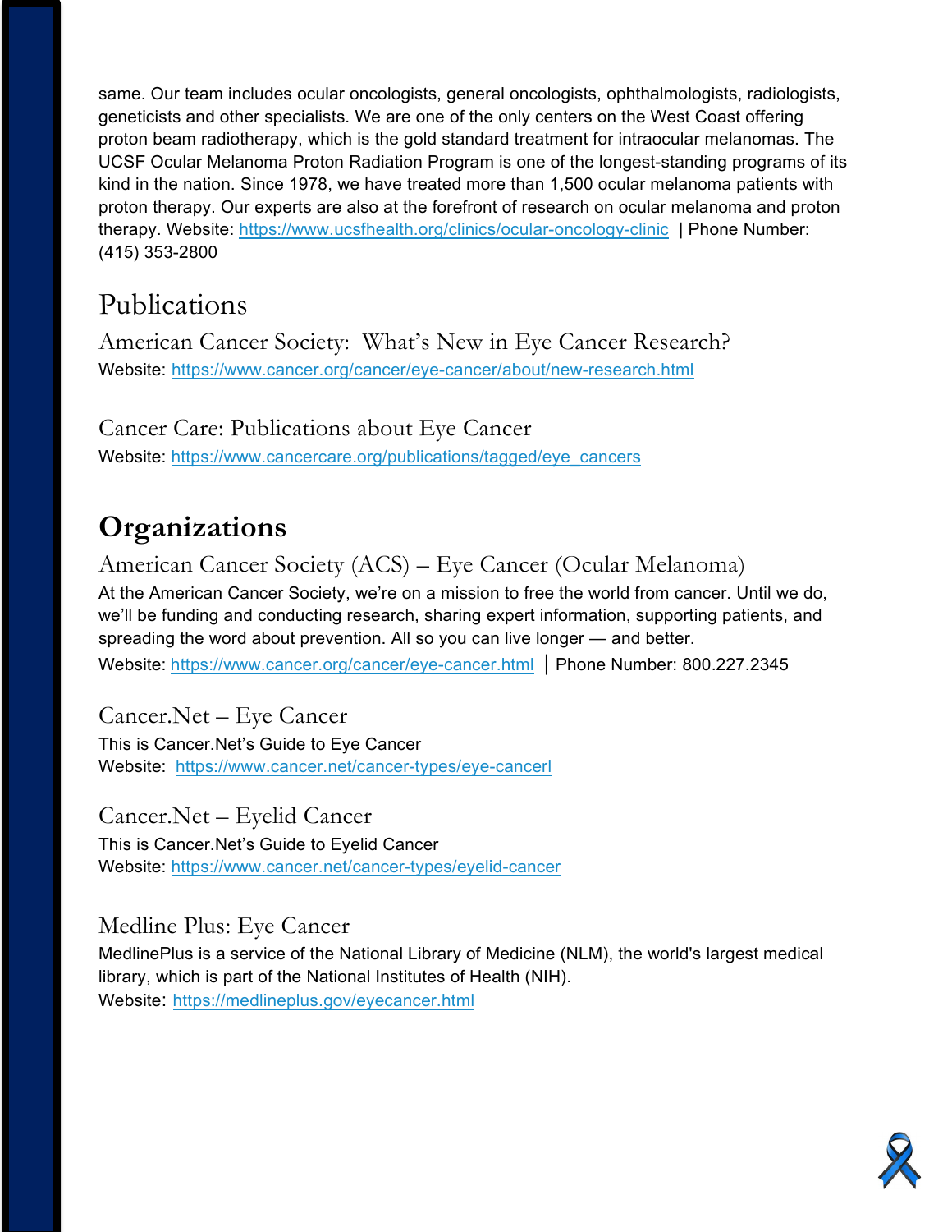same. Our team includes ocular oncologists, general oncologists, ophthalmologists, radiologists, geneticists and other specialists. We are one of the only centers on the West Coast offering proton beam radiotherapy, which is the gold standard treatment for intraocular melanomas. The UCSF Ocular Melanoma Proton Radiation Program is one of the longest-standing programs of its kind in the nation. Since 1978, we have treated more than 1,500 ocular melanoma patients with proton therapy. Our experts are also at the forefront of research on ocular melanoma and proton therapy. Website: https://www.ucsfhealth.org/clinics/ocular-oncology-clinic | Phone Number: (415) 353-2800

## Publications

### American Cancer Society: What's New in Eye Cancer Research?

Website: https://www.cancer.org/cancer/eye-cancer/about/new-research.html

### Cancer Care: Publications about Eye Cancer

Website: https://www.cancercare.org/publications/tagged/eye_cancers

## Organizations

### American Cancer Society (ACS) – Eye Cancer (Ocular Melanoma)

At the American Cancer Society, we're on a mission to free the world from cancer. Until we do, we'll be funding and conducting research, sharing expert information, supporting patients, and spreading the word about prevention. All so you can live longer — and better.

Website: https://www.cancer.org/cancer/eye-cancer.html | Phone Number: 800.227.2345

### Cancer.Net – Eye Cancer

This is Cancer.Net's Guide to Eye Cancer

Website: https://www.cancer.net/cancer-types/eye-cancerl

### Cancer.Net – Eyelid Cancer

This is Cancer.Net's Guide to Eyelid Cancer

Website: https://www.cancer.net/cancer-types/eyelid-cancer

### Medline Plus: Eye Cancer

MedlinePlus is a service of the National Library of Medicine (NLM), the world's largest medical library, which is part of the National Institutes of Health (NIH).

Website: https://medlineplus.gov/eyecancer.html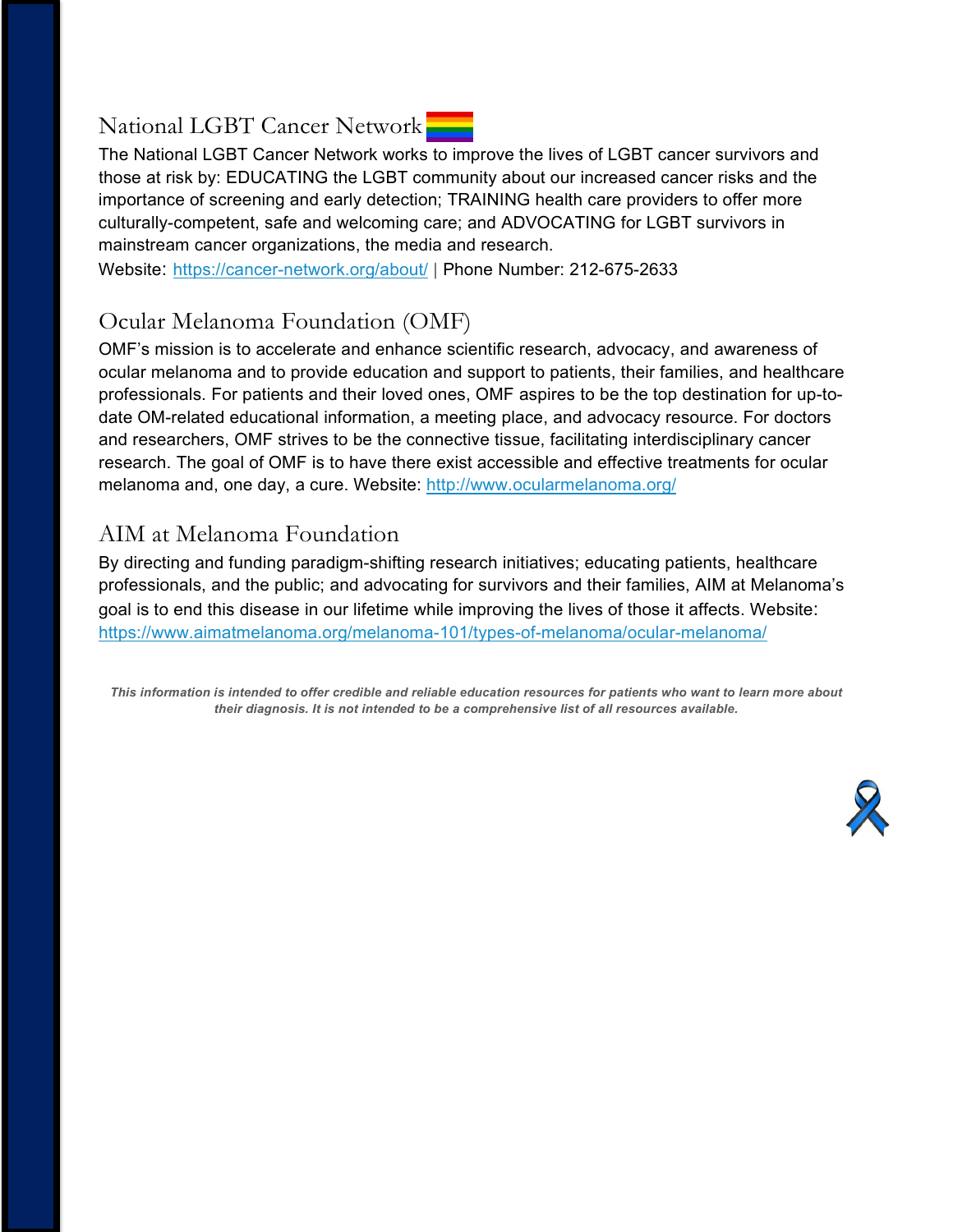## National LGBT Cancer Network

The National LGBT Cancer Network works to improve the lives of LGBT cancer survivors and those at risk by: EDUCATING the LGBT community about our increased cancer risks and the importance of screening and early detection; TRAINING health care providers to offer more culturally-competent, safe and welcoming care; and ADVOCATING for LGBT survivors in mainstream cancer organizations, the media and research.

Website: https://cancer-network.org/about/ | Phone Number: 212-675-2633

## Ocular Melanoma Foundation (OMF)

OMF's mission is to accelerate and enhance scientific research, advocacy, and awareness of ocular melanoma and to provide education and support to patients, their families, and healthcare professionals. For patients and their loved ones, OMF aspires to be the top destination for up-to-date OM-related educational information, a meeting place, and advocacy resource. For doctors and researchers, OMF strives to be the connective tissue, facilitating interdisciplinary cancer research. The goal of OMF is to have there exist accessible and effective treatments for ocular melanoma and, one day, a cure. Website: http://www.ocularmelanoma.org/

## AIM at Melanoma Foundation

By directing and funding paradigm-shifting research initiatives; educating patients, healthcare professionals, and the public; and advocating for survivors and their families, AIM at Melanoma's goal is to end this disease in our lifetime while improving the lives of those it affects. Website: https://www.aimatmelanoma.org/melanoma-101/types-of-melanoma/ocular-melanoma/

***This information is intended to offer credible and reliable education resources for patients who want to learn more about their diagnosis. It is not intended to be a comprehensive list of all resources available.***